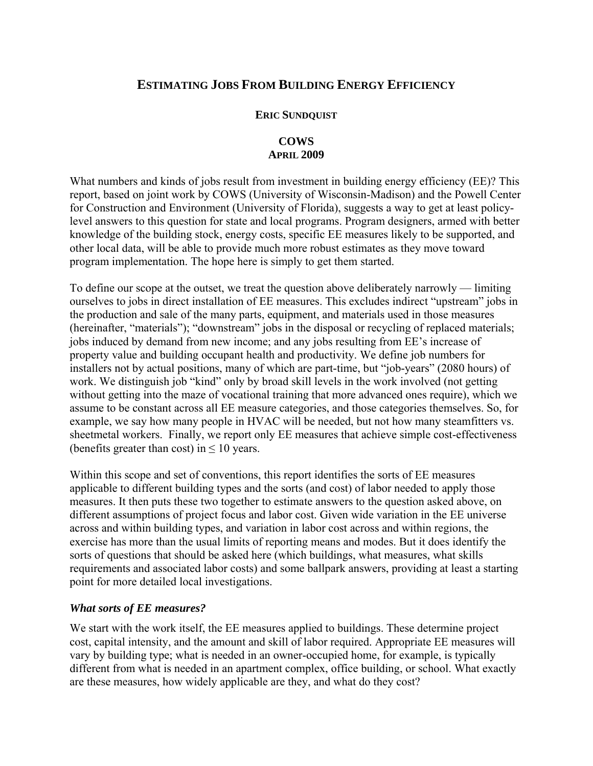# ESTIMATING JOBS FROM BUILDING ENERGY EFFICIENCY

**ERIC SUNDQUIST**

**COWS**
**APRIL 2009**

What numbers and kinds of jobs result from investment in building energy efficiency (EE)? This report, based on joint work by COWS (University of Wisconsin-Madison) and the Powell Center for Construction and Environment (University of Florida), suggests a way to get at least policy-level answers to this question for state and local programs. Program designers, armed with better knowledge of the building stock, energy costs, specific EE measures likely to be supported, and other local data, will be able to provide much more robust estimates as they move toward program implementation. The hope here is simply to get them started.

To define our scope at the outset, we treat the question above deliberately narrowly — limiting ourselves to jobs in direct installation of EE measures. This excludes indirect "upstream" jobs in the production and sale of the many parts, equipment, and materials used in those measures (hereinafter, "materials"); "downstream" jobs in the disposal or recycling of replaced materials; jobs induced by demand from new income; and any jobs resulting from EE's increase of property value and building occupant health and productivity. We define job numbers for installers not by actual positions, many of which are part-time, but "job-years" (2080 hours) of work. We distinguish job "kind" only by broad skill levels in the work involved (not getting without getting into the maze of vocational training that more advanced ones require), which we assume to be constant across all EE measure categories, and those categories themselves. So, for example, we say how many people in HVAC will be needed, but not how many steamfitters vs. sheetmetal workers. Finally, we report only EE measures that achieve simple cost-effectiveness (benefits greater than cost) in ≤ 10 years.

Within this scope and set of conventions, this report identifies the sorts of EE measures applicable to different building types and the sorts (and cost) of labor needed to apply those measures. It then puts these two together to estimate answers to the question asked above, on different assumptions of project focus and labor cost. Given wide variation in the EE universe across and within building types, and variation in labor cost across and within regions, the exercise has more than the usual limits of reporting means and modes. But it does identify the sorts of questions that should be asked here (which buildings, what measures, what skills requirements and associated labor costs) and some ballpark answers, providing at least a starting point for more detailed local investigations.

### *What sorts of EE measures?*

We start with the work itself, the EE measures applied to buildings. These determine project cost, capital intensity, and the amount and skill of labor required. Appropriate EE measures will vary by building type; what is needed in an owner-occupied home, for example, is typically different from what is needed in an apartment complex, office building, or school. What exactly are these measures, how widely applicable are they, and what do they cost?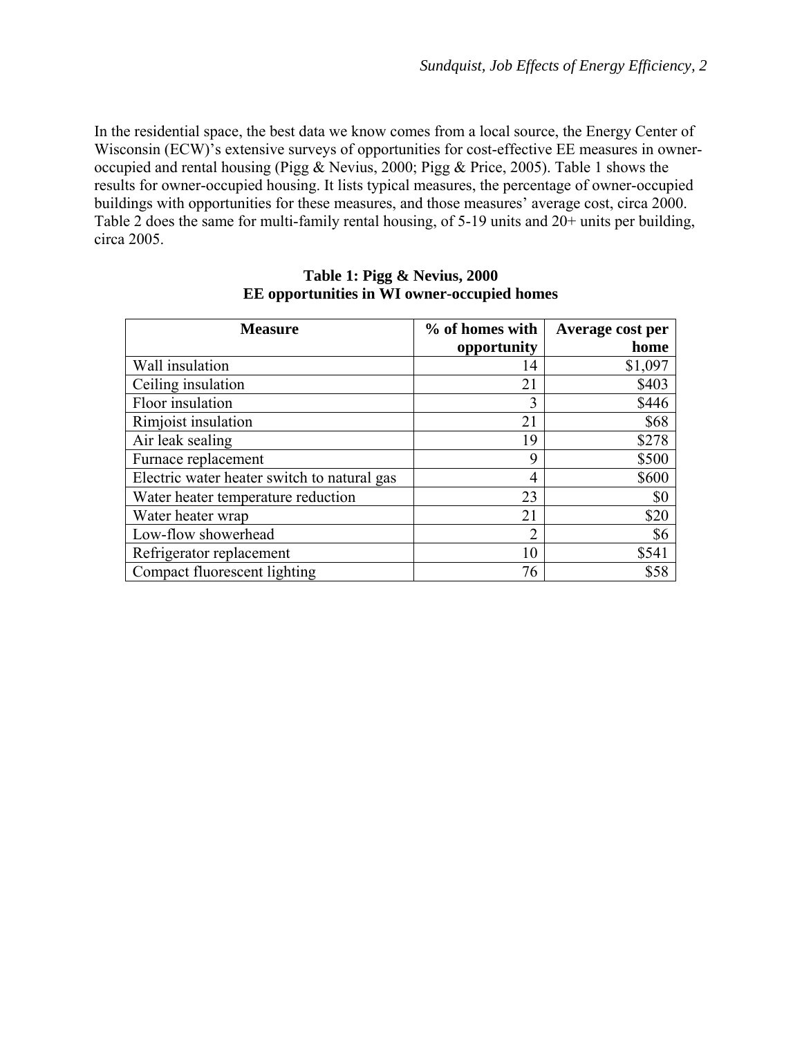In the residential space, the best data we know comes from a local source, the Energy Center of Wisconsin (ECW)'s extensive surveys of opportunities for cost-effective EE measures in owner-occupied and rental housing (Pigg & Nevius, 2000; Pigg & Price, 2005). Table 1 shows the results for owner-occupied housing. It lists typical measures, the percentage of owner-occupied buildings with opportunities for these measures, and those measures' average cost, circa 2000. Table 2 does the same for multi-family rental housing, of 5-19 units and 20+ units per building, circa 2005.

**Table 1: Pigg & Nevius, 2000**
**EE opportunities in WI owner-occupied homes**

| Measure | % of homes with opportunity | Average cost per home |
|---|---:|---:|
| Wall insulation | 14 | $1,097 |
| Ceiling insulation | 21 | $403 |
| Floor insulation | 3 | $446 |
| Rimjoist insulation | 21 | $68 |
| Air leak sealing | 19 | $278 |
| Furnace replacement | 9 | $500 |
| Electric water heater switch to natural gas | 4 | $600 |
| Water heater temperature reduction | 23 | $0 |
| Water heater wrap | 21 | $20 |
| Low-flow showerhead | 2 | $6 |
| Refrigerator replacement | 10 | $541 |
| Compact fluorescent lighting | 76 | $58 |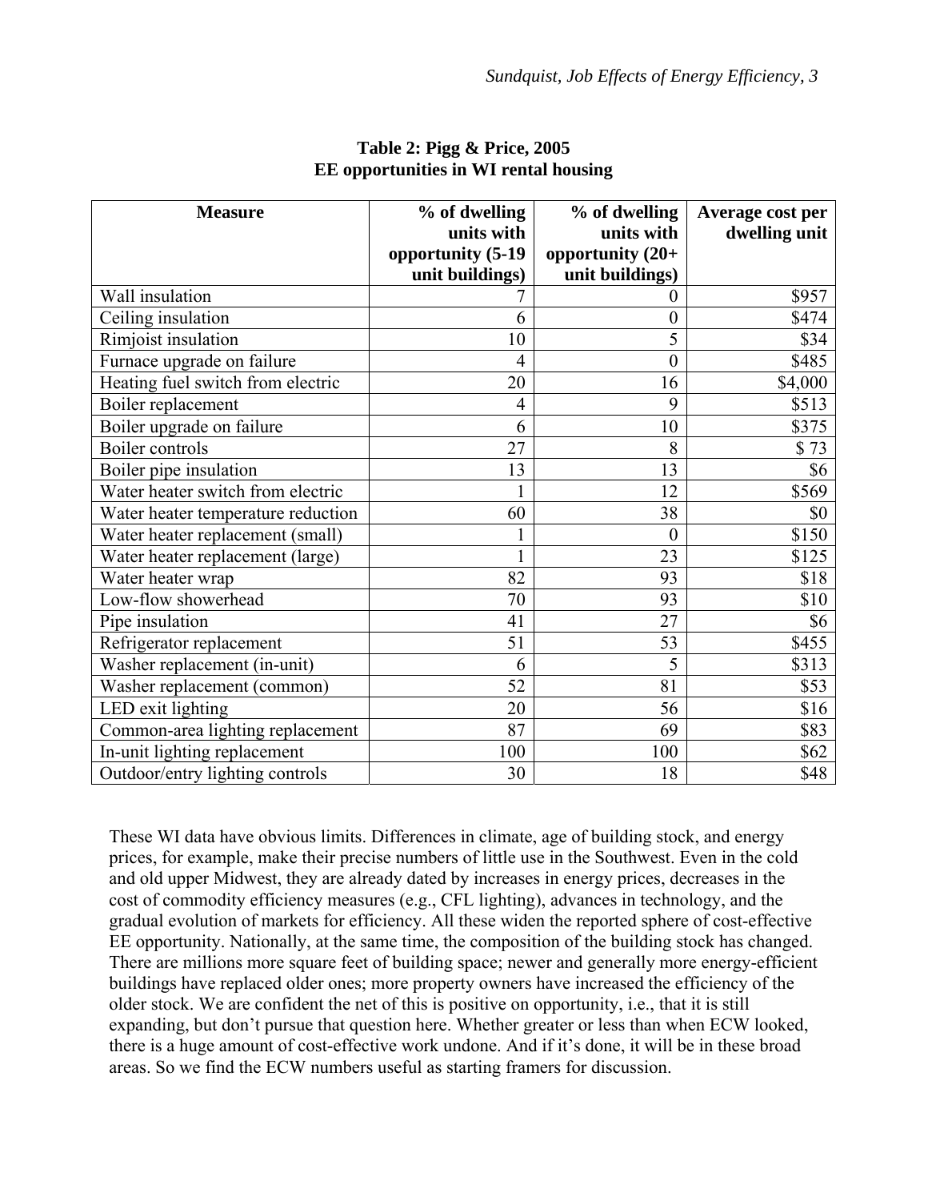**Table 2: Pigg & Price, 2005**
**EE opportunities in WI rental housing**

| Measure | % of dwelling units with opportunity (5-19 unit buildings) | % of dwelling units with opportunity (20+ unit buildings) | Average cost per dwelling unit |
|---|---|---|---|
| Wall insulation | 7 | 0 | $957 |
| Ceiling insulation | 6 | 0 | $474 |
| Rimjoist insulation | 10 | 5 | $34 |
| Furnace upgrade on failure | 4 | 0 | $485 |
| Heating fuel switch from electric | 20 | 16 | $4,000 |
| Boiler replacement | 4 | 9 | $513 |
| Boiler upgrade on failure | 6 | 10 | $375 |
| Boiler controls | 27 | 8 | $ 73 |
| Boiler pipe insulation | 13 | 13 | $6 |
| Water heater switch from electric | 1 | 12 | $569 |
| Water heater temperature reduction | 60 | 38 | $0 |
| Water heater replacement (small) | 1 | 0 | $150 |
| Water heater replacement (large) | 1 | 23 | $125 |
| Water heater wrap | 82 | 93 | $18 |
| Low-flow showerhead | 70 | 93 | $10 |
| Pipe insulation | 41 | 27 | $6 |
| Refrigerator replacement | 51 | 53 | $455 |
| Washer replacement (in-unit) | 6 | 5 | $313 |
| Washer replacement (common) | 52 | 81 | $53 |
| LED exit lighting | 20 | 56 | $16 |
| Common-area lighting replacement | 87 | 69 | $83 |
| In-unit lighting replacement | 100 | 100 | $62 |
| Outdoor/entry lighting controls | 30 | 18 | $48 |

These WI data have obvious limits. Differences in climate, age of building stock, and energy prices, for example, make their precise numbers of little use in the Southwest. Even in the cold and old upper Midwest, they are already dated by increases in energy prices, decreases in the cost of commodity efficiency measures (e.g., CFL lighting), advances in technology, and the gradual evolution of markets for efficiency. All these widen the reported sphere of cost-effective EE opportunity. Nationally, at the same time, the composition of the building stock has changed. There are millions more square feet of building space; newer and generally more energy-efficient buildings have replaced older ones; more property owners have increased the efficiency of the older stock. We are confident the net of this is positive on opportunity, i.e., that it is still expanding, but don't pursue that question here. Whether greater or less than when ECW looked, there is a huge amount of cost-effective work undone. And if it's done, it will be in these broad areas. So we find the ECW numbers useful as starting framers for discussion.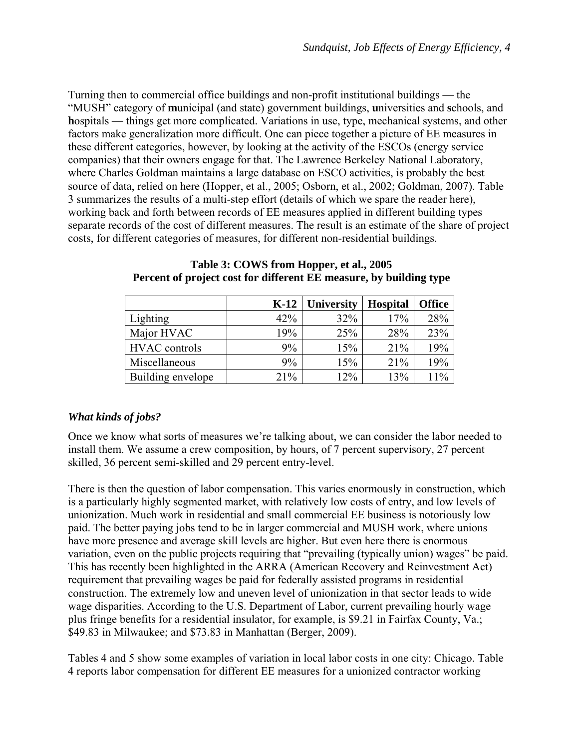Turning then to commercial office buildings and non-profit institutional buildings — the "MUSH" category of **m**unicipal (and state) government buildings, **u**niversities and **s**chools, and **h**ospitals — things get more complicated. Variations in use, type, mechanical systems, and other factors make generalization more difficult. One can piece together a picture of EE measures in these different categories, however, by looking at the activity of the ESCOs (energy service companies) that their owners engage for that. The Lawrence Berkeley National Laboratory, where Charles Goldman maintains a large database on ESCO activities, is probably the best source of data, relied on here (Hopper, et al., 2005; Osborn, et al., 2002; Goldman, 2007). Table 3 summarizes the results of a multi-step effort (details of which we spare the reader here), working back and forth between records of EE measures applied in different building types separate records of the cost of different measures. The result is an estimate of the share of project costs, for different categories of measures, for different non-residential buildings.

**Table 3: COWS from Hopper, et al., 2005**
**Percent of project cost for different EE measure, by building type**

| | K-12 | University | Hospital | Office |
|---|---|---|---|---|
| Lighting | 42% | 32% | 17% | 28% |
| Major HVAC | 19% | 25% | 28% | 23% |
| HVAC controls | 9% | 15% | 21% | 19% |
| Miscellaneous | 9% | 15% | 21% | 19% |
| Building envelope | 21% | 12% | 13% | 11% |

### *What kinds of jobs?*

Once we know what sorts of measures we're talking about, we can consider the labor needed to install them. We assume a crew composition, by hours, of 7 percent supervisory, 27 percent skilled, 36 percent semi-skilled and 29 percent entry-level.

There is then the question of labor compensation. This varies enormously in construction, which is a particularly highly segmented market, with relatively low costs of entry, and low levels of unionization. Much work in residential and small commercial EE business is notoriously low paid. The better paying jobs tend to be in larger commercial and MUSH work, where unions have more presence and average skill levels are higher. But even here there is enormous variation, even on the public projects requiring that "prevailing (typically union) wages" be paid. This has recently been highlighted in the ARRA (American Recovery and Reinvestment Act) requirement that prevailing wages be paid for federally assisted programs in residential construction. The extremely low and uneven level of unionization in that sector leads to wide wage disparities. According to the U.S. Department of Labor, current prevailing hourly wage plus fringe benefits for a residential insulator, for example, is $9.21 in Fairfax County, Va.; $49.83 in Milwaukee; and $73.83 in Manhattan (Berger, 2009).

Tables 4 and 5 show some examples of variation in local labor costs in one city: Chicago. Table 4 reports labor compensation for different EE measures for a unionized contractor working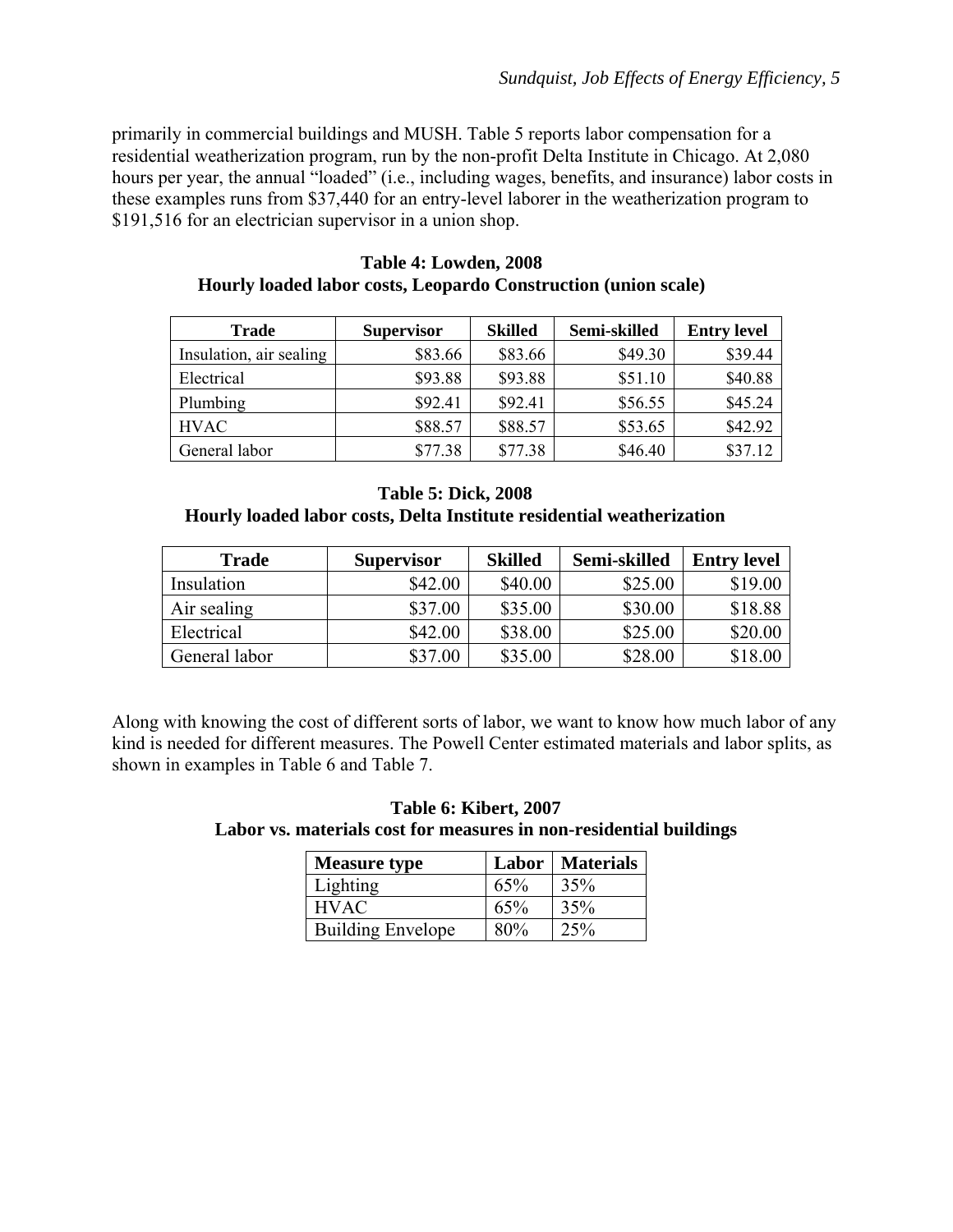primarily in commercial buildings and MUSH. Table 5 reports labor compensation for a residential weatherization program, run by the non-profit Delta Institute in Chicago. At 2,080 hours per year, the annual "loaded" (i.e., including wages, benefits, and insurance) labor costs in these examples runs from $37,440 for an entry-level laborer in the weatherization program to $191,516 for an electrician supervisor in a union shop.

**Table 4: Lowden, 2008**
**Hourly loaded labor costs, Leopardo Construction (union scale)**

| Trade | Supervisor | Skilled | Semi-skilled | Entry level |
|---|---|---|---|---|
| Insulation, air sealing | $83.66 | $83.66 | $49.30 | $39.44 |
| Electrical | $93.88 | $93.88 | $51.10 | $40.88 |
| Plumbing | $92.41 | $92.41 | $56.55 | $45.24 |
| HVAC | $88.57 | $88.57 | $53.65 | $42.92 |
| General labor | $77.38 | $77.38 | $46.40 | $37.12 |

**Table 5: Dick, 2008**
**Hourly loaded labor costs, Delta Institute residential weatherization**

| Trade | Supervisor | Skilled | Semi-skilled | Entry level |
|---|---|---|---|---|
| Insulation | $42.00 | $40.00 | $25.00 | $19.00 |
| Air sealing | $37.00 | $35.00 | $30.00 | $18.88 |
| Electrical | $42.00 | $38.00 | $25.00 | $20.00 |
| General labor | $37.00 | $35.00 | $28.00 | $18.00 |

Along with knowing the cost of different sorts of labor, we want to know how much labor of any kind is needed for different measures. The Powell Center estimated materials and labor splits, as shown in examples in Table 6 and Table 7.

**Table 6: Kibert, 2007**
**Labor vs. materials cost for measures in non-residential buildings**

| Measure type | Labor | Materials |
|---|---|---|
| Lighting | 65% | 35% |
| HVAC | 65% | 35% |
| Building Envelope | 80% | 25% |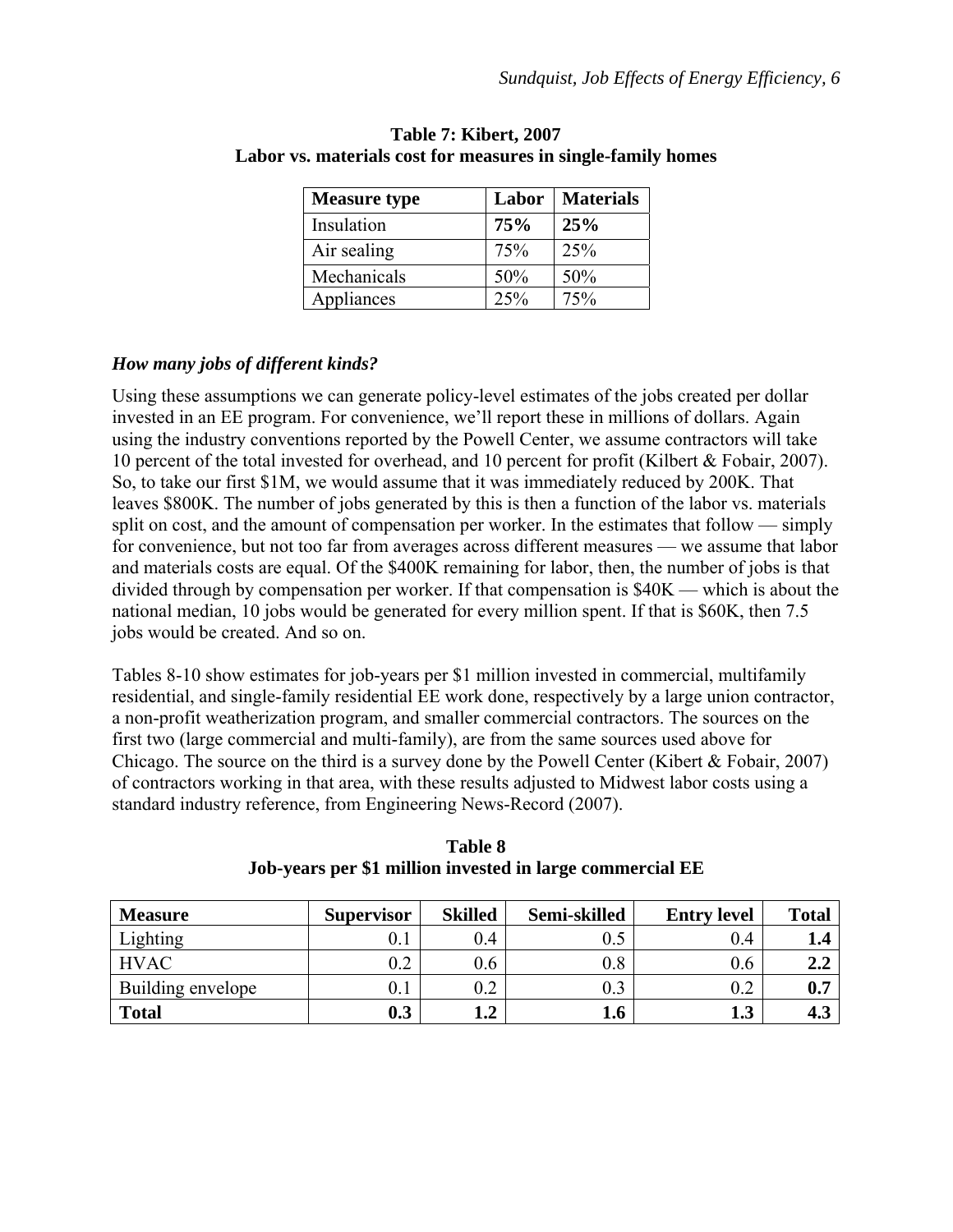**Table 7: Kibert, 2007**
**Labor vs. materials cost for measures in single-family homes**

| Measure type | Labor | Materials |
|---|---|---|
| Insulation | **75%** | **25%** |
| Air sealing | 75% | 25% |
| Mechanicals | 50% | 50% |
| Appliances | 25% | 75% |

### *How many jobs of different kinds?*

Using these assumptions we can generate policy-level estimates of the jobs created per dollar invested in an EE program. For convenience, we'll report these in millions of dollars. Again using the industry conventions reported by the Powell Center, we assume contractors will take 10 percent of the total invested for overhead, and 10 percent for profit (Kilbert & Fobair, 2007). So, to take our first $1M, we would assume that it was immediately reduced by 200K. That leaves $800K. The number of jobs generated by this is then a function of the labor vs. materials split on cost, and the amount of compensation per worker. In the estimates that follow — simply for convenience, but not too far from averages across different measures — we assume that labor and materials costs are equal. Of the $400K remaining for labor, then, the number of jobs is that divided through by compensation per worker. If that compensation is $40K — which is about the national median, 10 jobs would be generated for every million spent. If that is $60K, then 7.5 jobs would be created. And so on.

Tables 8-10 show estimates for job-years per $1 million invested in commercial, multifamily residential, and single-family residential EE work done, respectively by a large union contractor, a non-profit weatherization program, and smaller commercial contractors. The sources on the first two (large commercial and multi-family), are from the same sources used above for Chicago. The source on the third is a survey done by the Powell Center (Kibert & Fobair, 2007) of contractors working in that area, with these results adjusted to Midwest labor costs using a standard industry reference, from Engineering News-Record (2007).

**Table 8**
**Job-years per $1 million invested in large commercial EE**

| Measure | Supervisor | Skilled | Semi-skilled | Entry level | Total |
|---|---|---|---|---|---|
| Lighting | 0.1 | 0.4 | 0.5 | 0.4 | **1.4** |
| HVAC | 0.2 | 0.6 | 0.8 | 0.6 | **2.2** |
| Building envelope | 0.1 | 0.2 | 0.3 | 0.2 | **0.7** |
| **Total** | **0.3** | **1.2** | **1.6** | **1.3** | **4.3** |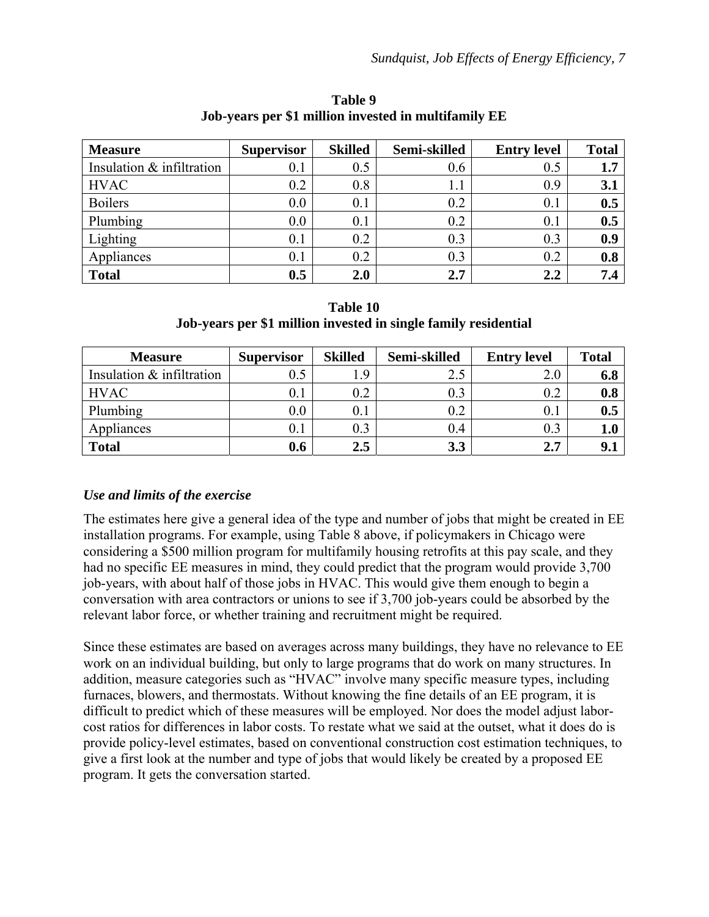**Table 9**
**Job-years per $1 million invested in multifamily EE**

| Measure | Supervisor | Skilled | Semi-skilled | Entry level | Total |
|---|---|---|---|---|---|
| Insulation & infiltration | 0.1 | 0.5 | 0.6 | 0.5 | **1.7** |
| HVAC | 0.2 | 0.8 | 1.1 | 0.9 | **3.1** |
| Boilers | 0.0 | 0.1 | 0.2 | 0.1 | **0.5** |
| Plumbing | 0.0 | 0.1 | 0.2 | 0.1 | **0.5** |
| Lighting | 0.1 | 0.2 | 0.3 | 0.3 | **0.9** |
| Appliances | 0.1 | 0.2 | 0.3 | 0.2 | **0.8** |
| **Total** | **0.5** | **2.0** | **2.7** | **2.2** | **7.4** |

**Table 10**
**Job-years per $1 million invested in single family residential**

| Measure | Supervisor | Skilled | Semi-skilled | Entry level | Total |
|---|---|---|---|---|---|
| Insulation & infiltration | 0.5 | 1.9 | 2.5 | 2.0 | **6.8** |
| HVAC | 0.1 | 0.2 | 0.3 | 0.2 | **0.8** |
| Plumbing | 0.0 | 0.1 | 0.2 | 0.1 | **0.5** |
| Appliances | 0.1 | 0.3 | 0.4 | 0.3 | **1.0** |
| **Total** | **0.6** | **2.5** | **3.3** | **2.7** | **9.1** |

### *Use and limits of the exercise*

The estimates here give a general idea of the type and number of jobs that might be created in EE installation programs. For example, using Table 8 above, if policymakers in Chicago were considering a $500 million program for multifamily housing retrofits at this pay scale, and they had no specific EE measures in mind, they could predict that the program would provide 3,700 job-years, with about half of those jobs in HVAC. This would give them enough to begin a conversation with area contractors or unions to see if 3,700 job-years could be absorbed by the relevant labor force, or whether training and recruitment might be required.

Since these estimates are based on averages across many buildings, they have no relevance to EE work on an individual building, but only to large programs that do work on many structures. In addition, measure categories such as "HVAC" involve many specific measure types, including furnaces, blowers, and thermostats. Without knowing the fine details of an EE program, it is difficult to predict which of these measures will be employed. Nor does the model adjust labor-cost ratios for differences in labor costs. To restate what we said at the outset, what it does do is provide policy-level estimates, based on conventional construction cost estimation techniques, to give a first look at the number and type of jobs that would likely be created by a proposed EE program. It gets the conversation started.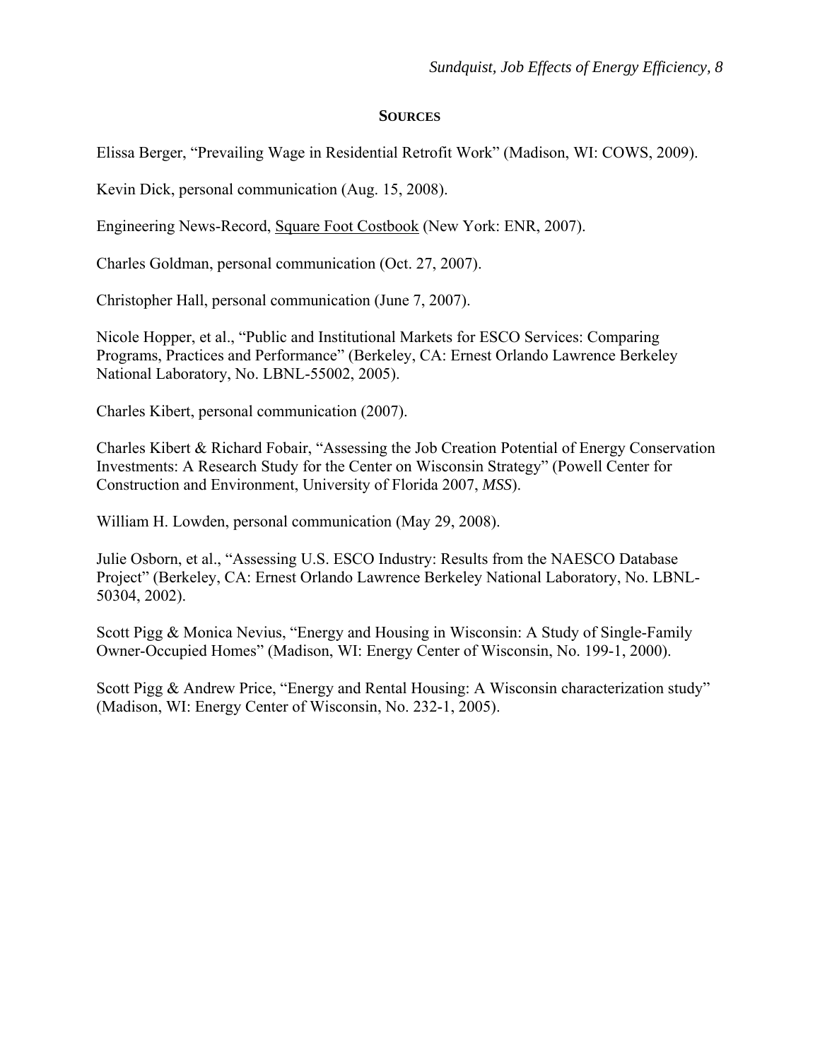## Sources

Elissa Berger, "Prevailing Wage in Residential Retrofit Work" (Madison, WI: COWS, 2009).

Kevin Dick, personal communication (Aug. 15, 2008).

Engineering News-Record, Square Foot Costbook (New York: ENR, 2007).

Charles Goldman, personal communication (Oct. 27, 2007).

Christopher Hall, personal communication (June 7, 2007).

Nicole Hopper, et al., "Public and Institutional Markets for ESCO Services: Comparing Programs, Practices and Performance" (Berkeley, CA: Ernest Orlando Lawrence Berkeley National Laboratory, No. LBNL-55002, 2005).

Charles Kibert, personal communication (2007).

Charles Kibert & Richard Fobair, "Assessing the Job Creation Potential of Energy Conservation Investments: A Research Study for the Center on Wisconsin Strategy" (Powell Center for Construction and Environment, University of Florida 2007, *MSS*).

William H. Lowden, personal communication (May 29, 2008).

Julie Osborn, et al., "Assessing U.S. ESCO Industry: Results from the NAESCO Database Project" (Berkeley, CA: Ernest Orlando Lawrence Berkeley National Laboratory, No. LBNL-50304, 2002).

Scott Pigg & Monica Nevius, "Energy and Housing in Wisconsin: A Study of Single-Family Owner-Occupied Homes" (Madison, WI: Energy Center of Wisconsin, No. 199-1, 2000).

Scott Pigg & Andrew Price, "Energy and Rental Housing: A Wisconsin characterization study" (Madison, WI: Energy Center of Wisconsin, No. 232-1, 2005).